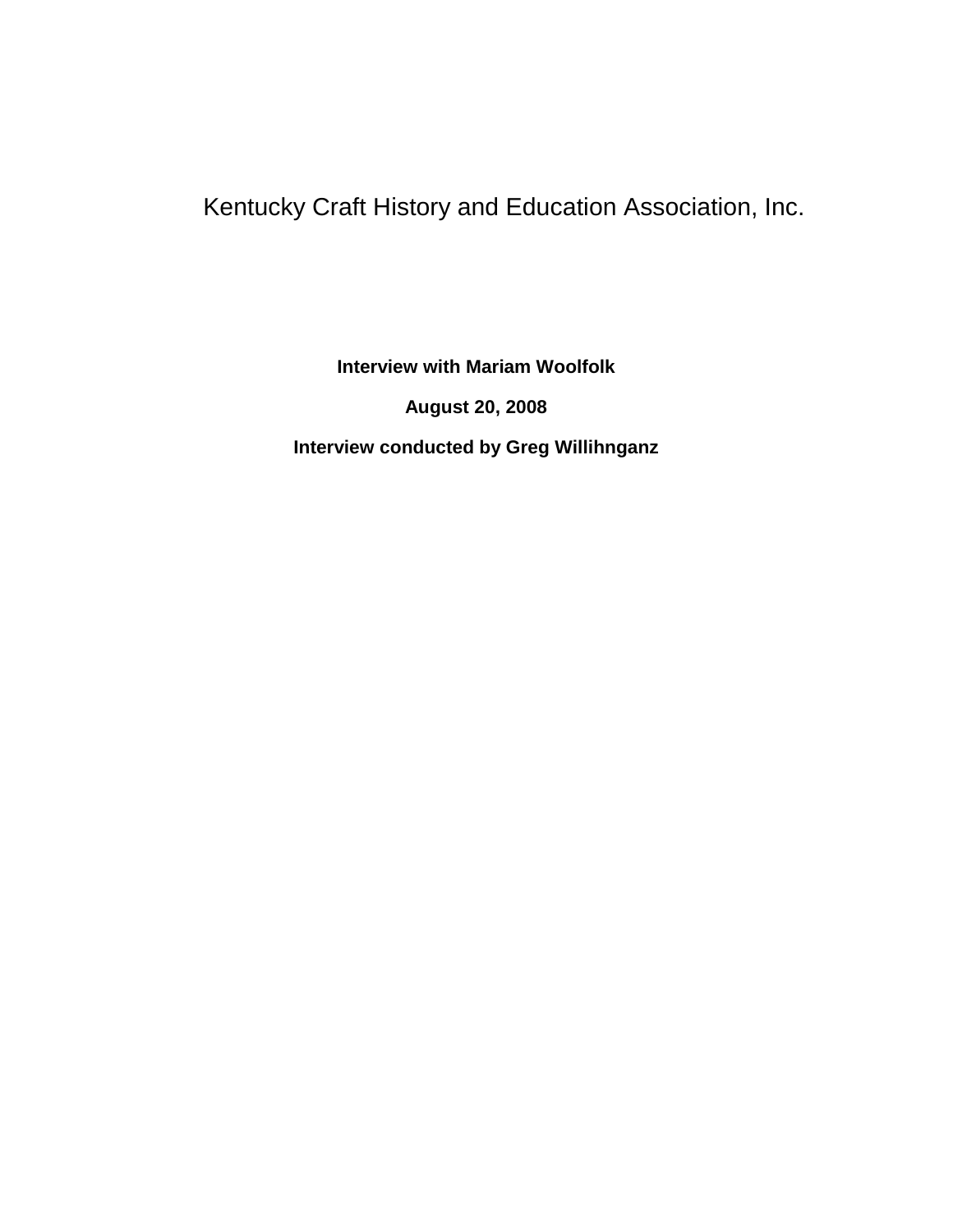# Kentucky Craft History and Education Association, Inc.

**Interview with Mariam Woolfolk**

**August 20, 2008**

**Interview conducted by Greg Willihnganz**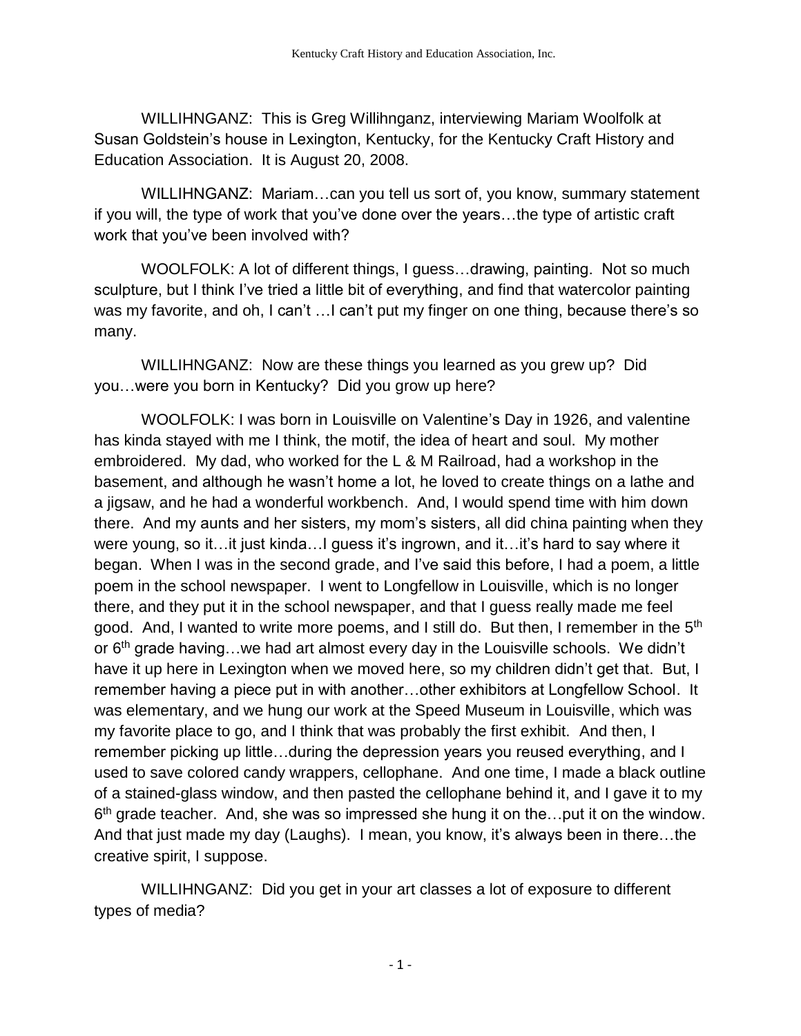WILLIHNGANZ: This is Greg Willihnganz, interviewing Mariam Woolfolk at Susan Goldstein's house in Lexington, Kentucky, for the Kentucky Craft History and Education Association. It is August 20, 2008.

WILLIHNGANZ: Mariam…can you tell us sort of, you know, summary statement if you will, the type of work that you've done over the years…the type of artistic craft work that you've been involved with?

WOOLFOLK: A lot of different things, I guess…drawing, painting. Not so much sculpture, but I think I've tried a little bit of everything, and find that watercolor painting was my favorite, and oh, I can't …I can't put my finger on one thing, because there's so many.

WILLIHNGANZ: Now are these things you learned as you grew up? Did you…were you born in Kentucky? Did you grow up here?

WOOLFOLK: I was born in Louisville on Valentine's Day in 1926, and valentine has kinda stayed with me I think, the motif, the idea of heart and soul. My mother embroidered. My dad, who worked for the L & M Railroad, had a workshop in the basement, and although he wasn't home a lot, he loved to create things on a lathe and a jigsaw, and he had a wonderful workbench. And, I would spend time with him down there. And my aunts and her sisters, my mom's sisters, all did china painting when they were young, so it…it just kinda…I guess it's ingrown, and it…it's hard to say where it began. When I was in the second grade, and I've said this before, I had a poem, a little poem in the school newspaper. I went to Longfellow in Louisville, which is no longer there, and they put it in the school newspaper, and that I guess really made me feel good. And, I wanted to write more poems, and I still do. But then, I remember in the 5th or 6th grade having…we had art almost every day in the Louisville schools. We didn't have it up here in Lexington when we moved here, so my children didn't get that. But, I remember having a piece put in with another…other exhibitors at Longfellow School. It was elementary, and we hung our work at the Speed Museum in Louisville, which was my favorite place to go, and I think that was probably the first exhibit. And then, I remember picking up little…during the depression years you reused everything, and I used to save colored candy wrappers, cellophane. And one time, I made a black outline of a stained-glass window, and then pasted the cellophane behind it, and I gave it to my 6th grade teacher. And, she was so impressed she hung it on the…put it on the window. And that just made my day (Laughs). I mean, you know, it's always been in there…the creative spirit, I suppose.

WILLIHNGANZ: Did you get in your art classes a lot of exposure to different types of media?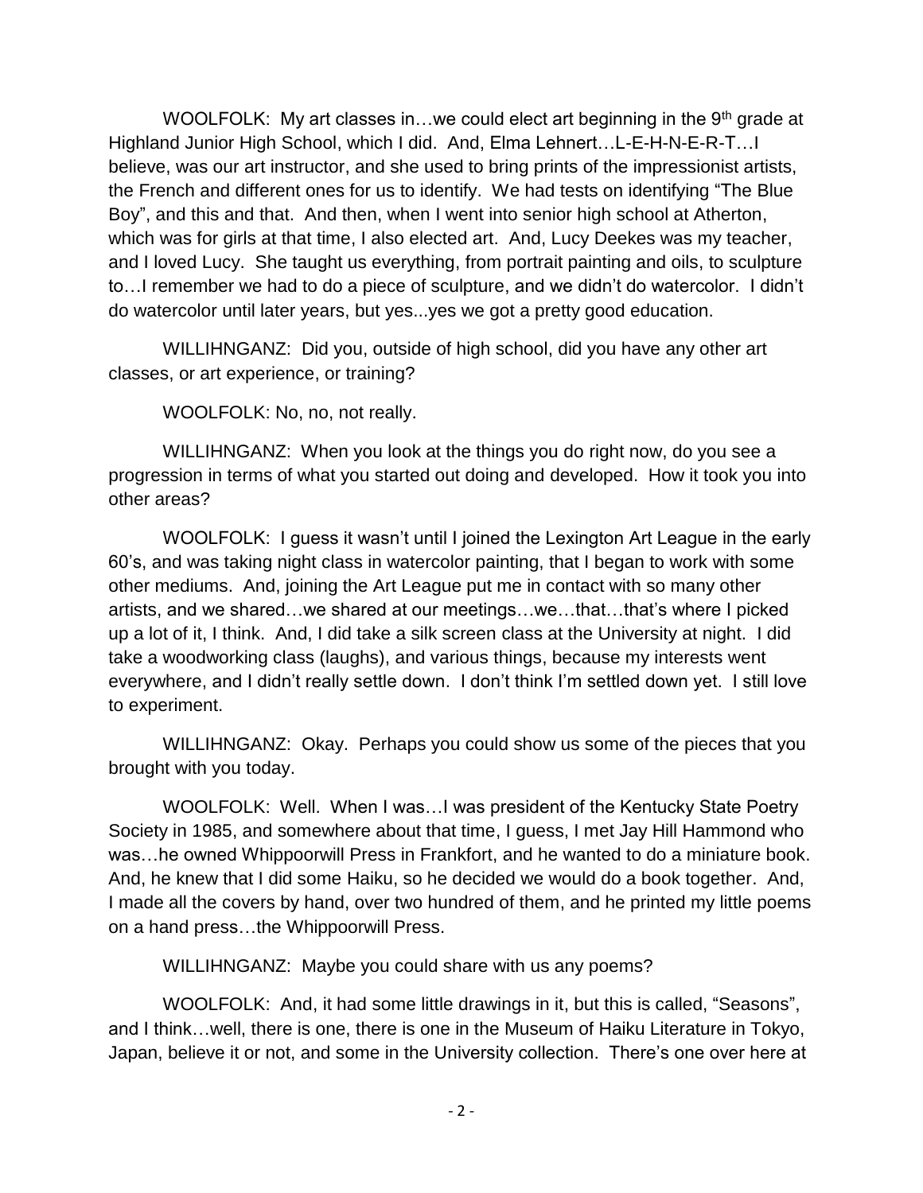WOOLFOLK: My art classes in…we could elect art beginning in the 9th grade at Highland Junior High School, which I did. And, Elma Lehnert…L-E-H-N-E-R-T…I believe, was our art instructor, and she used to bring prints of the impressionist artists, the French and different ones for us to identify. We had tests on identifying "The Blue Boy", and this and that. And then, when I went into senior high school at Atherton, which was for girls at that time, I also elected art. And, Lucy Deekes was my teacher, and I loved Lucy. She taught us everything, from portrait painting and oils, to sculpture to…I remember we had to do a piece of sculpture, and we didn't do watercolor. I didn't do watercolor until later years, but yes...yes we got a pretty good education.

WILLIHNGANZ: Did you, outside of high school, did you have any other art classes, or art experience, or training?

WOOLFOLK: No, no, not really.

WILLIHNGANZ: When you look at the things you do right now, do you see a progression in terms of what you started out doing and developed. How it took you into other areas?

WOOLFOLK: I guess it wasn't until I joined the Lexington Art League in the early 60's, and was taking night class in watercolor painting, that I began to work with some other mediums. And, joining the Art League put me in contact with so many other artists, and we shared…we shared at our meetings…we…that…that's where I picked up a lot of it, I think. And, I did take a silk screen class at the University at night. I did take a woodworking class (laughs), and various things, because my interests went everywhere, and I didn't really settle down. I don't think I'm settled down yet. I still love to experiment.

WILLIHNGANZ: Okay. Perhaps you could show us some of the pieces that you brought with you today.

WOOLFOLK: Well. When I was…I was president of the Kentucky State Poetry Society in 1985, and somewhere about that time, I guess, I met Jay Hill Hammond who was…he owned Whippoorwill Press in Frankfort, and he wanted to do a miniature book. And, he knew that I did some Haiku, so he decided we would do a book together. And, I made all the covers by hand, over two hundred of them, and he printed my little poems on a hand press…the Whippoorwill Press.

WILLIHNGANZ: Maybe you could share with us any poems?

WOOLFOLK: And, it had some little drawings in it, but this is called, "Seasons", and I think…well, there is one, there is one in the Museum of Haiku Literature in Tokyo, Japan, believe it or not, and some in the University collection. There's one over here at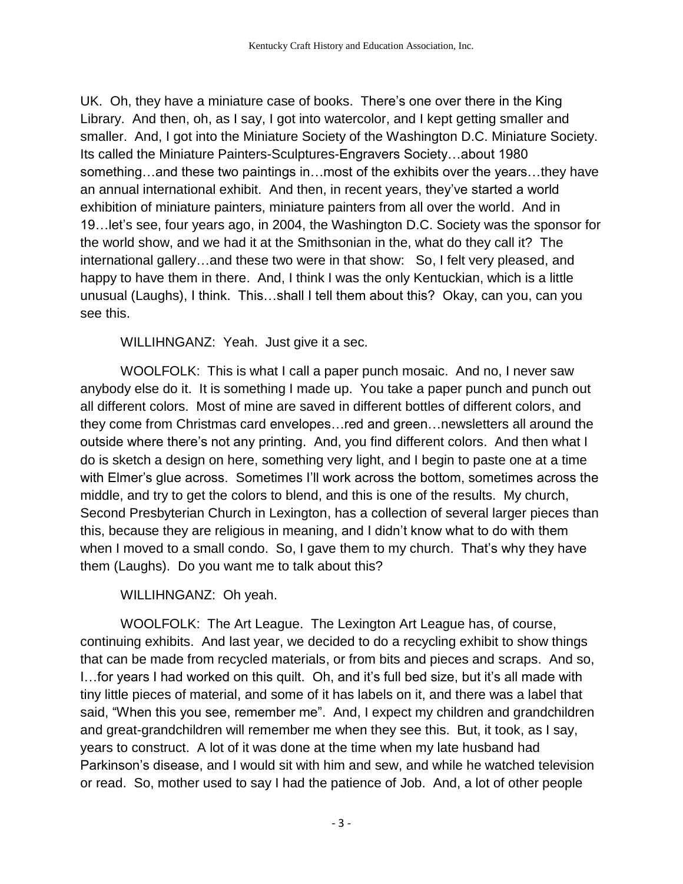UK. Oh, they have a miniature case of books. There's one over there in the King Library. And then, oh, as I say, I got into watercolor, and I kept getting smaller and smaller. And, I got into the Miniature Society of the Washington D.C. Miniature Society. Its called the Miniature Painters-Sculptures-Engravers Society…about 1980 something…and these two paintings in…most of the exhibits over the years…they have an annual international exhibit. And then, in recent years, they've started a world exhibition of miniature painters, miniature painters from all over the world. And in 19…let's see, four years ago, in 2004, the Washington D.C. Society was the sponsor for the world show, and we had it at the Smithsonian in the, what do they call it? The international gallery…and these two were in that show: So, I felt very pleased, and happy to have them in there. And, I think I was the only Kentuckian, which is a little unusual (Laughs), I think. This…shall I tell them about this? Okay, can you, can you see this.

WILLIHNGANZ: Yeah. Just give it a sec.

WOOLFOLK: This is what I call a paper punch mosaic. And no, I never saw anybody else do it. It is something I made up. You take a paper punch and punch out all different colors. Most of mine are saved in different bottles of different colors, and they come from Christmas card envelopes…red and green…newsletters all around the outside where there's not any printing. And, you find different colors. And then what I do is sketch a design on here, something very light, and I begin to paste one at a time with Elmer's glue across. Sometimes I'll work across the bottom, sometimes across the middle, and try to get the colors to blend, and this is one of the results. My church, Second Presbyterian Church in Lexington, has a collection of several larger pieces than this, because they are religious in meaning, and I didn't know what to do with them when I moved to a small condo. So, I gave them to my church. That's why they have them (Laughs). Do you want me to talk about this?

WILLIHNGANZ: Oh yeah.

WOOLFOLK: The Art League. The Lexington Art League has, of course, continuing exhibits. And last year, we decided to do a recycling exhibit to show things that can be made from recycled materials, or from bits and pieces and scraps. And so, I…for years I had worked on this quilt. Oh, and it's full bed size, but it's all made with tiny little pieces of material, and some of it has labels on it, and there was a label that said, "When this you see, remember me". And, I expect my children and grandchildren and great-grandchildren will remember me when they see this. But, it took, as I say, years to construct. A lot of it was done at the time when my late husband had Parkinson's disease, and I would sit with him and sew, and while he watched television or read. So, mother used to say I had the patience of Job. And, a lot of other people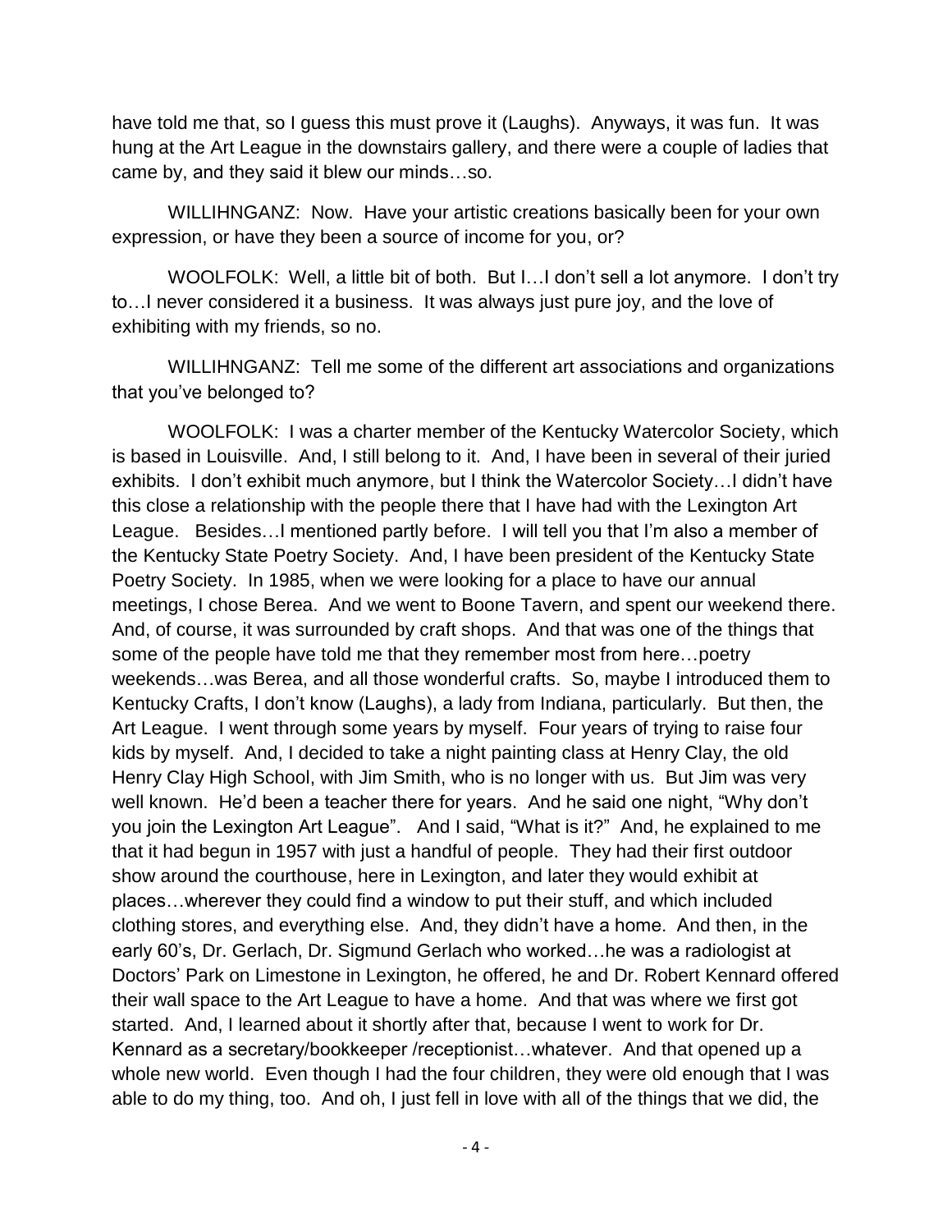have told me that, so I guess this must prove it (Laughs). Anyways, it was fun. It was hung at the Art League in the downstairs gallery, and there were a couple of ladies that came by, and they said it blew our minds…so.

WILLIHNGANZ: Now. Have your artistic creations basically been for your own expression, or have they been a source of income for you, or?

WOOLFOLK: Well, a little bit of both. But I…I don't sell a lot anymore. I don't try to…I never considered it a business. It was always just pure joy, and the love of exhibiting with my friends, so no.

WILLIHNGANZ: Tell me some of the different art associations and organizations that you've belonged to?

WOOLFOLK: I was a charter member of the Kentucky Watercolor Society, which is based in Louisville. And, I still belong to it. And, I have been in several of their juried exhibits. I don't exhibit much anymore, but I think the Watercolor Society…I didn't have this close a relationship with the people there that I have had with the Lexington Art League. Besides…I mentioned partly before. I will tell you that I'm also a member of the Kentucky State Poetry Society. And, I have been president of the Kentucky State Poetry Society. In 1985, when we were looking for a place to have our annual meetings, I chose Berea. And we went to Boone Tavern, and spent our weekend there. And, of course, it was surrounded by craft shops. And that was one of the things that some of the people have told me that they remember most from here…poetry weekends…was Berea, and all those wonderful crafts. So, maybe I introduced them to Kentucky Crafts, I don't know (Laughs), a lady from Indiana, particularly. But then, the Art League. I went through some years by myself. Four years of trying to raise four kids by myself. And, I decided to take a night painting class at Henry Clay, the old Henry Clay High School, with Jim Smith, who is no longer with us. But Jim was very well known. He'd been a teacher there for years. And he said one night, "Why don't you join the Lexington Art League". And I said, "What is it?" And, he explained to me that it had begun in 1957 with just a handful of people. They had their first outdoor show around the courthouse, here in Lexington, and later they would exhibit at places…wherever they could find a window to put their stuff, and which included clothing stores, and everything else. And, they didn't have a home. And then, in the early 60's, Dr. Gerlach, Dr. Sigmund Gerlach who worked…he was a radiologist at Doctors' Park on Limestone in Lexington, he offered, he and Dr. Robert Kennard offered their wall space to the Art League to have a home. And that was where we first got started. And, I learned about it shortly after that, because I went to work for Dr. Kennard as a secretary/bookkeeper /receptionist…whatever. And that opened up a whole new world. Even though I had the four children, they were old enough that I was able to do my thing, too. And oh, I just fell in love with all of the things that we did, the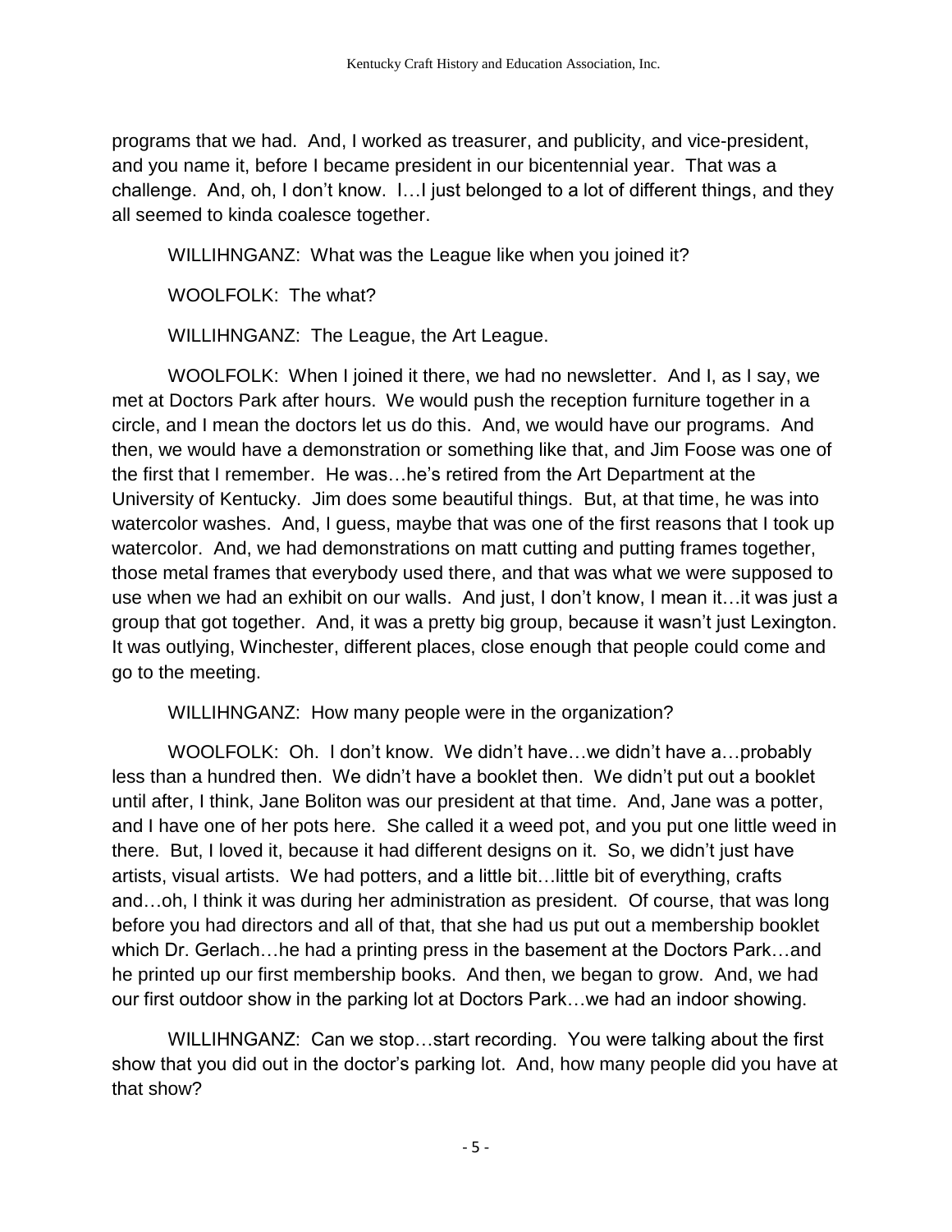programs that we had. And, I worked as treasurer, and publicity, and vice-president, and you name it, before I became president in our bicentennial year. That was a challenge. And, oh, I don't know. I…I just belonged to a lot of different things, and they all seemed to kinda coalesce together.

WILLIHNGANZ: What was the League like when you joined it?

WOOLFOLK: The what?

WILLIHNGANZ: The League, the Art League.

WOOLFOLK: When I joined it there, we had no newsletter. And I, as I say, we met at Doctors Park after hours. We would push the reception furniture together in a circle, and I mean the doctors let us do this. And, we would have our programs. And then, we would have a demonstration or something like that, and Jim Foose was one of the first that I remember. He was…he's retired from the Art Department at the University of Kentucky. Jim does some beautiful things. But, at that time, he was into watercolor washes. And, I guess, maybe that was one of the first reasons that I took up watercolor. And, we had demonstrations on matt cutting and putting frames together, those metal frames that everybody used there, and that was what we were supposed to use when we had an exhibit on our walls. And just, I don't know, I mean it…it was just a group that got together. And, it was a pretty big group, because it wasn't just Lexington. It was outlying, Winchester, different places, close enough that people could come and go to the meeting.

WILLIHNGANZ: How many people were in the organization?

WOOLFOLK: Oh. I don't know. We didn't have…we didn't have a…probably less than a hundred then. We didn't have a booklet then. We didn't put out a booklet until after, I think, Jane Boliton was our president at that time. And, Jane was a potter, and I have one of her pots here. She called it a weed pot, and you put one little weed in there. But, I loved it, because it had different designs on it. So, we didn't just have artists, visual artists. We had potters, and a little bit…little bit of everything, crafts and…oh, I think it was during her administration as president. Of course, that was long before you had directors and all of that, that she had us put out a membership booklet which Dr. Gerlach…he had a printing press in the basement at the Doctors Park…and he printed up our first membership books. And then, we began to grow. And, we had our first outdoor show in the parking lot at Doctors Park…we had an indoor showing.

WILLIHNGANZ: Can we stop…start recording. You were talking about the first show that you did out in the doctor's parking lot. And, how many people did you have at that show?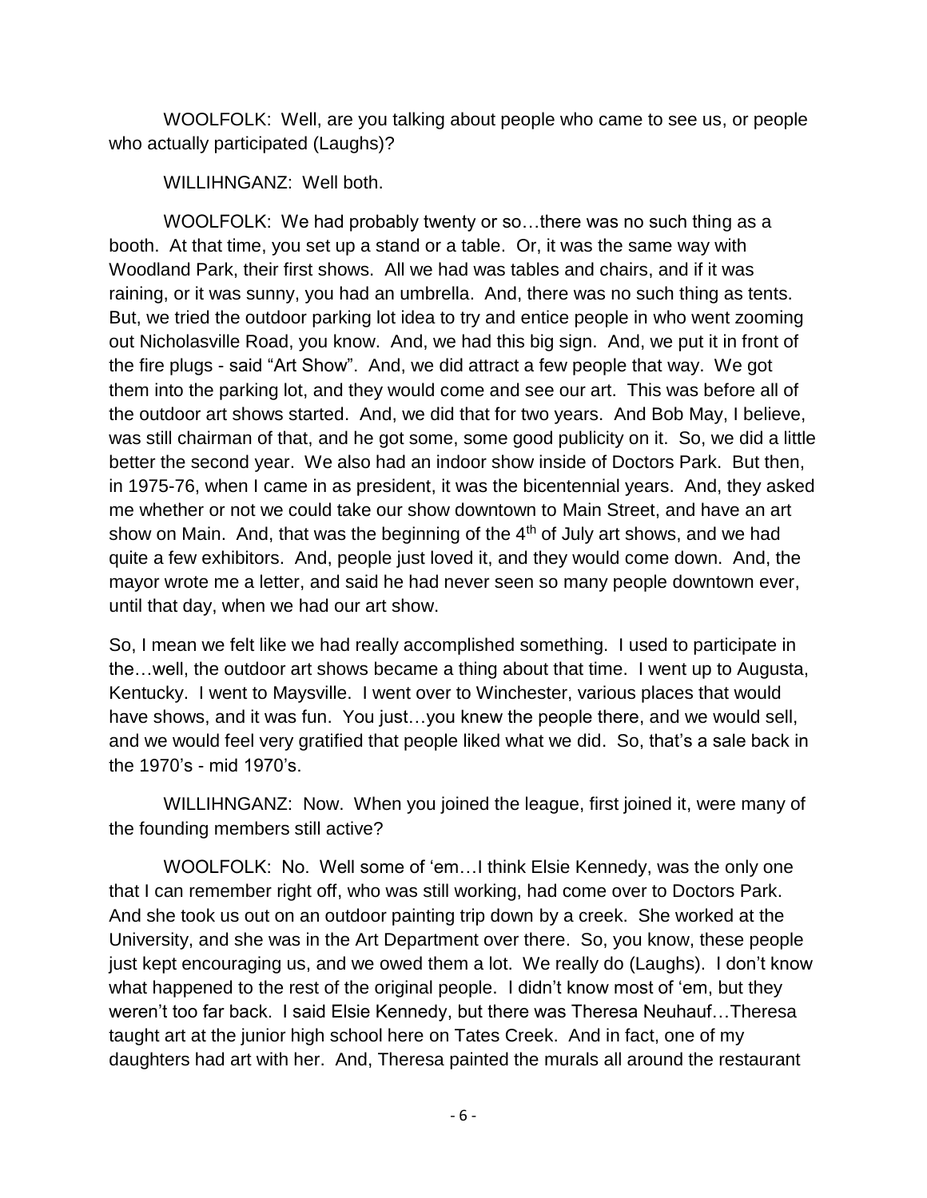WOOLFOLK: Well, are you talking about people who came to see us, or people who actually participated (Laughs)?

WILLIHNGANZ: Well both.

WOOLFOLK: We had probably twenty or so…there was no such thing as a booth. At that time, you set up a stand or a table. Or, it was the same way with Woodland Park, their first shows. All we had was tables and chairs, and if it was raining, or it was sunny, you had an umbrella. And, there was no such thing as tents. But, we tried the outdoor parking lot idea to try and entice people in who went zooming out Nicholasville Road, you know. And, we had this big sign. And, we put it in front of the fire plugs - said "Art Show". And, we did attract a few people that way. We got them into the parking lot, and they would come and see our art. This was before all of the outdoor art shows started. And, we did that for two years. And Bob May, I believe, was still chairman of that, and he got some, some good publicity on it. So, we did a little better the second year. We also had an indoor show inside of Doctors Park. But then, in 1975-76, when I came in as president, it was the bicentennial years. And, they asked me whether or not we could take our show downtown to Main Street, and have an art show on Main. And, that was the beginning of the 4th of July art shows, and we had quite a few exhibitors. And, people just loved it, and they would come down. And, the mayor wrote me a letter, and said he had never seen so many people downtown ever, until that day, when we had our art show.

So, I mean we felt like we had really accomplished something. I used to participate in the…well, the outdoor art shows became a thing about that time. I went up to Augusta, Kentucky. I went to Maysville. I went over to Winchester, various places that would have shows, and it was fun. You just…you knew the people there, and we would sell, and we would feel very gratified that people liked what we did. So, that's a sale back in the 1970's - mid 1970's.

WILLIHNGANZ: Now. When you joined the league, first joined it, were many of the founding members still active?

WOOLFOLK: No. Well some of 'em…I think Elsie Kennedy, was the only one that I can remember right off, who was still working, had come over to Doctors Park. And she took us out on an outdoor painting trip down by a creek. She worked at the University, and she was in the Art Department over there. So, you know, these people just kept encouraging us, and we owed them a lot. We really do (Laughs). I don't know what happened to the rest of the original people. I didn't know most of 'em, but they weren't too far back. I said Elsie Kennedy, but there was Theresa Neuhauf…Theresa taught art at the junior high school here on Tates Creek. And in fact, one of my daughters had art with her. And, Theresa painted the murals all around the restaurant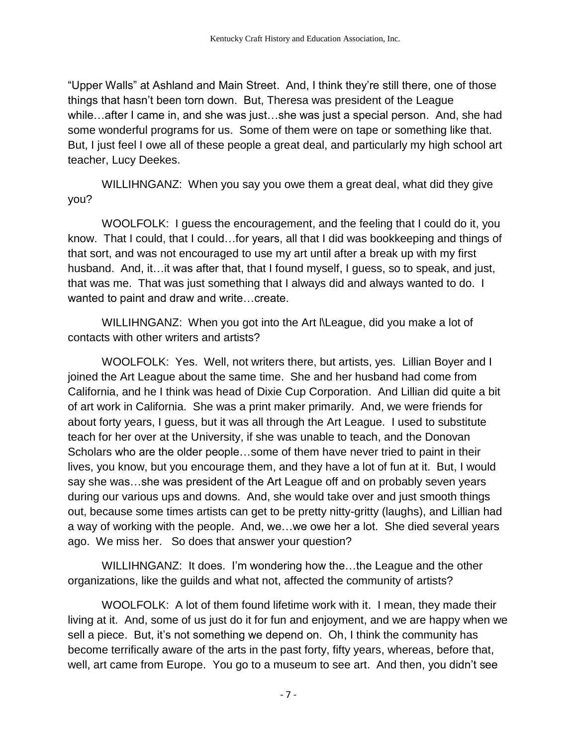"Upper Walls" at Ashland and Main Street. And, I think they're still there, one of those things that hasn't been torn down. But, Theresa was president of the League while…after I came in, and she was just…she was just a special person. And, she had some wonderful programs for us. Some of them were on tape or something like that. But, I just feel I owe all of these people a great deal, and particularly my high school art teacher, Lucy Deekes.

WILLIHNGANZ: When you say you owe them a great deal, what did they give you?

WOOLFOLK: I guess the encouragement, and the feeling that I could do it, you know. That I could, that I could…for years, all that I did was bookkeeping and things of that sort, and was not encouraged to use my art until after a break up with my first husband. And, it…it was after that, that I found myself, I guess, so to speak, and just, that was me. That was just something that I always did and always wanted to do. I wanted to paint and draw and write…create.

WILLIHNGANZ: When you got into the Art l\League, did you make a lot of contacts with other writers and artists?

WOOLFOLK: Yes. Well, not writers there, but artists, yes. Lillian Boyer and I joined the Art League about the same time. She and her husband had come from California, and he I think was head of Dixie Cup Corporation. And Lillian did quite a bit of art work in California. She was a print maker primarily. And, we were friends for about forty years, I guess, but it was all through the Art League. I used to substitute teach for her over at the University, if she was unable to teach, and the Donovan Scholars who are the older people…some of them have never tried to paint in their lives, you know, but you encourage them, and they have a lot of fun at it. But, I would say she was…she was president of the Art League off and on probably seven years during our various ups and downs. And, she would take over and just smooth things out, because some times artists can get to be pretty nitty-gritty (laughs), and Lillian had a way of working with the people. And, we…we owe her a lot. She died several years ago. We miss her. So does that answer your question?

WILLIHNGANZ: It does. I'm wondering how the…the League and the other organizations, like the guilds and what not, affected the community of artists?

WOOLFOLK: A lot of them found lifetime work with it. I mean, they made their living at it. And, some of us just do it for fun and enjoyment, and we are happy when we sell a piece. But, it's not something we depend on. Oh, I think the community has become terrifically aware of the arts in the past forty, fifty years, whereas, before that, well, art came from Europe. You go to a museum to see art. And then, you didn't see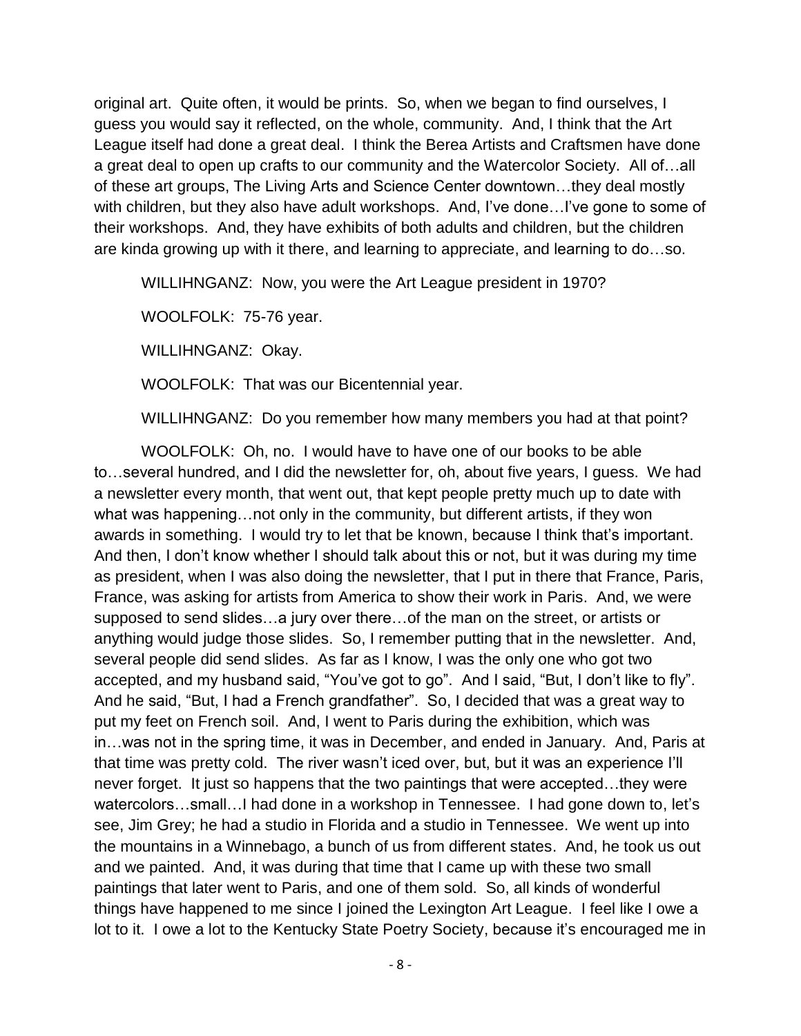original art. Quite often, it would be prints. So, when we began to find ourselves, I guess you would say it reflected, on the whole, community. And, I think that the Art League itself had done a great deal. I think the Berea Artists and Craftsmen have done a great deal to open up crafts to our community and the Watercolor Society. All of…all of these art groups, The Living Arts and Science Center downtown…they deal mostly with children, but they also have adult workshops. And, I've done…I've gone to some of their workshops. And, they have exhibits of both adults and children, but the children are kinda growing up with it there, and learning to appreciate, and learning to do…so.

WILLIHNGANZ: Now, you were the Art League president in 1970?

WOOLFOLK: 75-76 year.

WILLIHNGANZ: Okay.

WOOLFOLK: That was our Bicentennial year.

WILLIHNGANZ: Do you remember how many members you had at that point?

WOOLFOLK: Oh, no. I would have to have one of our books to be able to…several hundred, and I did the newsletter for, oh, about five years, I guess. We had a newsletter every month, that went out, that kept people pretty much up to date with what was happening…not only in the community, but different artists, if they won awards in something. I would try to let that be known, because I think that's important. And then, I don't know whether I should talk about this or not, but it was during my time as president, when I was also doing the newsletter, that I put in there that France, Paris, France, was asking for artists from America to show their work in Paris. And, we were supposed to send slides…a jury over there…of the man on the street, or artists or anything would judge those slides. So, I remember putting that in the newsletter. And, several people did send slides. As far as I know, I was the only one who got two accepted, and my husband said, "You've got to go". And I said, "But, I don't like to fly". And he said, "But, I had a French grandfather". So, I decided that was a great way to put my feet on French soil. And, I went to Paris during the exhibition, which was in…was not in the spring time, it was in December, and ended in January. And, Paris at that time was pretty cold. The river wasn't iced over, but, but it was an experience I'll never forget. It just so happens that the two paintings that were accepted…they were watercolors…small…I had done in a workshop in Tennessee. I had gone down to, let's see, Jim Grey; he had a studio in Florida and a studio in Tennessee. We went up into the mountains in a Winnebago, a bunch of us from different states. And, he took us out and we painted. And, it was during that time that I came up with these two small paintings that later went to Paris, and one of them sold. So, all kinds of wonderful things have happened to me since I joined the Lexington Art League. I feel like I owe a lot to it. I owe a lot to the Kentucky State Poetry Society, because it's encouraged me in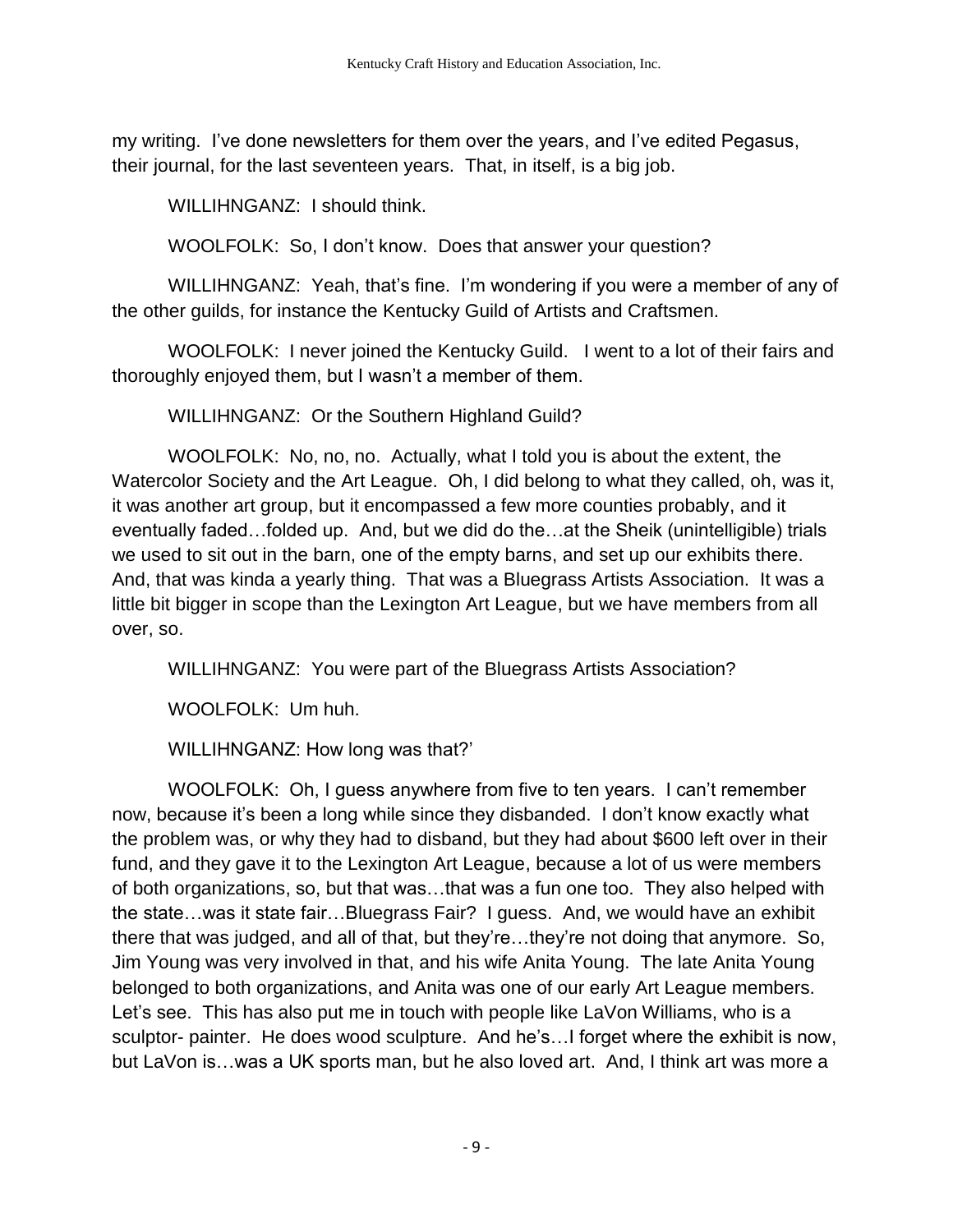my writing. I've done newsletters for them over the years, and I've edited Pegasus, their journal, for the last seventeen years. That, in itself, is a big job.

WILLIHNGANZ: I should think.

WOOLFOLK: So, I don't know. Does that answer your question?

WILLIHNGANZ: Yeah, that's fine. I'm wondering if you were a member of any of the other guilds, for instance the Kentucky Guild of Artists and Craftsmen.

WOOLFOLK: I never joined the Kentucky Guild. I went to a lot of their fairs and thoroughly enjoyed them, but I wasn't a member of them.

WILLIHNGANZ: Or the Southern Highland Guild?

WOOLFOLK: No, no, no. Actually, what I told you is about the extent, the Watercolor Society and the Art League. Oh, I did belong to what they called, oh, was it, it was another art group, but it encompassed a few more counties probably, and it eventually faded…folded up. And, but we did do the…at the Sheik (unintelligible) trials we used to sit out in the barn, one of the empty barns, and set up our exhibits there. And, that was kinda a yearly thing. That was a Bluegrass Artists Association. It was a little bit bigger in scope than the Lexington Art League, but we have members from all over, so.

WILLIHNGANZ: You were part of the Bluegrass Artists Association?

WOOLFOLK: Um huh.

WILLIHNGANZ: How long was that?'

WOOLFOLK: Oh, I guess anywhere from five to ten years. I can't remember now, because it's been a long while since they disbanded. I don't know exactly what the problem was, or why they had to disband, but they had about $600 left over in their fund, and they gave it to the Lexington Art League, because a lot of us were members of both organizations, so, but that was…that was a fun one too. They also helped with the state…was it state fair…Bluegrass Fair? I guess. And, we would have an exhibit there that was judged, and all of that, but they're…they're not doing that anymore. So, Jim Young was very involved in that, and his wife Anita Young. The late Anita Young belonged to both organizations, and Anita was one of our early Art League members. Let's see. This has also put me in touch with people like LaVon Williams, who is a sculptor- painter. He does wood sculpture. And he's…I forget where the exhibit is now, but LaVon is…was a UK sports man, but he also loved art. And, I think art was more a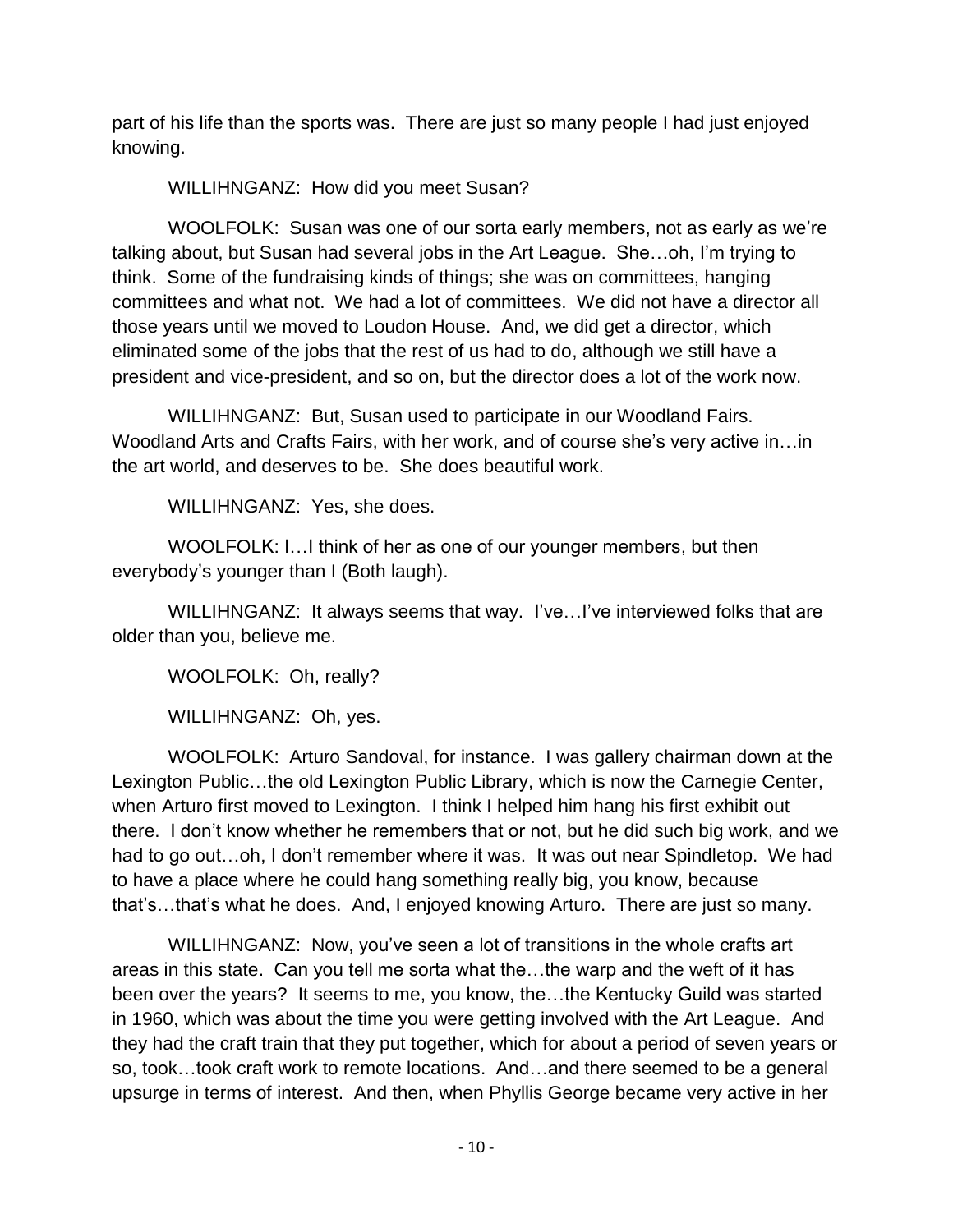part of his life than the sports was. There are just so many people I had just enjoyed knowing.

WILLIHNGANZ: How did you meet Susan?

WOOLFOLK: Susan was one of our sorta early members, not as early as we're talking about, but Susan had several jobs in the Art League. She…oh, I'm trying to think. Some of the fundraising kinds of things; she was on committees, hanging committees and what not. We had a lot of committees. We did not have a director all those years until we moved to Loudon House. And, we did get a director, which eliminated some of the jobs that the rest of us had to do, although we still have a president and vice-president, and so on, but the director does a lot of the work now.

WILLIHNGANZ: But, Susan used to participate in our Woodland Fairs. Woodland Arts and Crafts Fairs, with her work, and of course she's very active in…in the art world, and deserves to be. She does beautiful work.

WILLIHNGANZ: Yes, she does.

WOOLFOLK: I…I think of her as one of our younger members, but then everybody's younger than I (Both laugh).

WILLIHNGANZ: It always seems that way. I've…I've interviewed folks that are older than you, believe me.

WOOLFOLK: Oh, really?

WILLIHNGANZ: Oh, yes.

WOOLFOLK: Arturo Sandoval, for instance. I was gallery chairman down at the Lexington Public…the old Lexington Public Library, which is now the Carnegie Center, when Arturo first moved to Lexington. I think I helped him hang his first exhibit out there. I don't know whether he remembers that or not, but he did such big work, and we had to go out…oh, I don't remember where it was. It was out near Spindletop. We had to have a place where he could hang something really big, you know, because that's…that's what he does. And, I enjoyed knowing Arturo. There are just so many.

WILLIHNGANZ: Now, you've seen a lot of transitions in the whole crafts art areas in this state. Can you tell me sorta what the…the warp and the weft of it has been over the years? It seems to me, you know, the…the Kentucky Guild was started in 1960, which was about the time you were getting involved with the Art League. And they had the craft train that they put together, which for about a period of seven years or so, took…took craft work to remote locations. And…and there seemed to be a general upsurge in terms of interest. And then, when Phyllis George became very active in her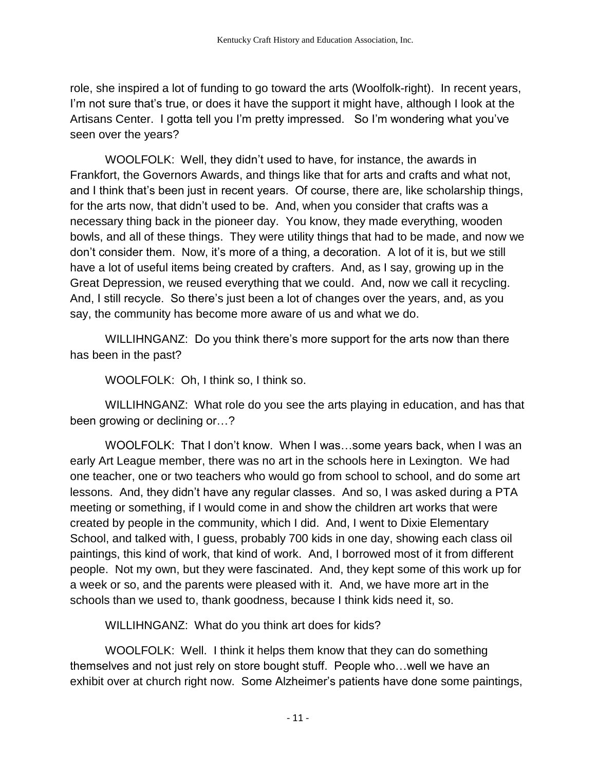role, she inspired a lot of funding to go toward the arts (Woolfolk-right). In recent years, I'm not sure that's true, or does it have the support it might have, although I look at the Artisans Center. I gotta tell you I'm pretty impressed. So I'm wondering what you've seen over the years?

WOOLFOLK: Well, they didn't used to have, for instance, the awards in Frankfort, the Governors Awards, and things like that for arts and crafts and what not, and I think that's been just in recent years. Of course, there are, like scholarship things, for the arts now, that didn't used to be. And, when you consider that crafts was a necessary thing back in the pioneer day. You know, they made everything, wooden bowls, and all of these things. They were utility things that had to be made, and now we don't consider them. Now, it's more of a thing, a decoration. A lot of it is, but we still have a lot of useful items being created by crafters. And, as I say, growing up in the Great Depression, we reused everything that we could. And, now we call it recycling. And, I still recycle. So there's just been a lot of changes over the years, and, as you say, the community has become more aware of us and what we do.

WILLIHNGANZ: Do you think there's more support for the arts now than there has been in the past?

WOOLFOLK: Oh, I think so, I think so.

WILLIHNGANZ: What role do you see the arts playing in education, and has that been growing or declining or…?

WOOLFOLK: That I don't know. When I was…some years back, when I was an early Art League member, there was no art in the schools here in Lexington. We had one teacher, one or two teachers who would go from school to school, and do some art lessons. And, they didn't have any regular classes. And so, I was asked during a PTA meeting or something, if I would come in and show the children art works that were created by people in the community, which I did. And, I went to Dixie Elementary School, and talked with, I guess, probably 700 kids in one day, showing each class oil paintings, this kind of work, that kind of work. And, I borrowed most of it from different people. Not my own, but they were fascinated. And, they kept some of this work up for a week or so, and the parents were pleased with it. And, we have more art in the schools than we used to, thank goodness, because I think kids need it, so.

WILLIHNGANZ: What do you think art does for kids?

WOOLFOLK: Well. I think it helps them know that they can do something themselves and not just rely on store bought stuff. People who…well we have an exhibit over at church right now. Some Alzheimer's patients have done some paintings,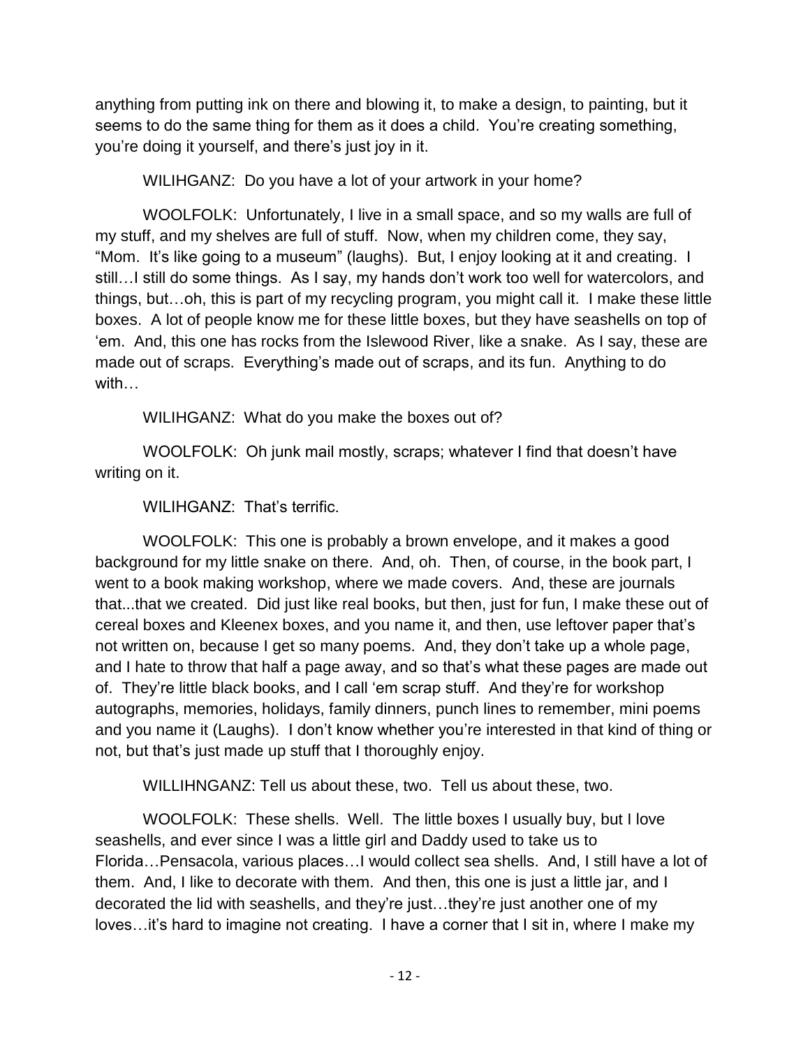anything from putting ink on there and blowing it, to make a design, to painting, but it seems to do the same thing for them as it does a child. You're creating something, you're doing it yourself, and there's just joy in it.

WILIHGANZ: Do you have a lot of your artwork in your home?

WOOLFOLK: Unfortunately, I live in a small space, and so my walls are full of my stuff, and my shelves are full of stuff. Now, when my children come, they say, "Mom. It's like going to a museum" (laughs). But, I enjoy looking at it and creating. I still…I still do some things. As I say, my hands don't work too well for watercolors, and things, but…oh, this is part of my recycling program, you might call it. I make these little boxes. A lot of people know me for these little boxes, but they have seashells on top of 'em. And, this one has rocks from the Islewood River, like a snake. As I say, these are made out of scraps. Everything's made out of scraps, and its fun. Anything to do with…

WILIHGANZ: What do you make the boxes out of?

WOOLFOLK: Oh junk mail mostly, scraps; whatever I find that doesn't have writing on it.

WILIHGANZ: That's terrific.

WOOLFOLK: This one is probably a brown envelope, and it makes a good background for my little snake on there. And, oh. Then, of course, in the book part, I went to a book making workshop, where we made covers. And, these are journals that...that we created. Did just like real books, but then, just for fun, I make these out of cereal boxes and Kleenex boxes, and you name it, and then, use leftover paper that's not written on, because I get so many poems. And, they don't take up a whole page, and I hate to throw that half a page away, and so that's what these pages are made out of. They're little black books, and I call 'em scrap stuff. And they're for workshop autographs, memories, holidays, family dinners, punch lines to remember, mini poems and you name it (Laughs). I don't know whether you're interested in that kind of thing or not, but that's just made up stuff that I thoroughly enjoy.

WILLIHNGANZ: Tell us about these, two. Tell us about these, two.

WOOLFOLK: These shells. Well. The little boxes I usually buy, but I love seashells, and ever since I was a little girl and Daddy used to take us to Florida…Pensacola, various places…I would collect sea shells. And, I still have a lot of them. And, I like to decorate with them. And then, this one is just a little jar, and I decorated the lid with seashells, and they're just…they're just another one of my loves…it's hard to imagine not creating. I have a corner that I sit in, where I make my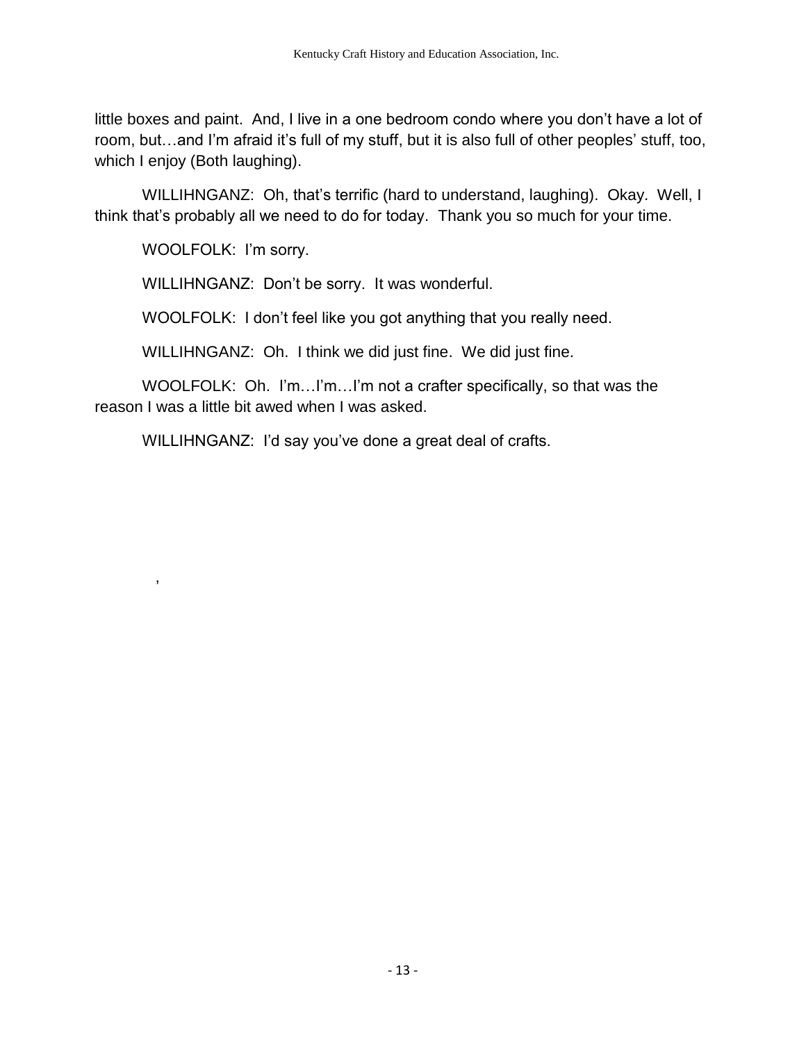little boxes and paint. And, I live in a one bedroom condo where you don't have a lot of room, but…and I'm afraid it's full of my stuff, but it is also full of other peoples' stuff, too, which I enjoy (Both laughing).

WILLIHNGANZ: Oh, that's terrific (hard to understand, laughing). Okay. Well, I think that's probably all we need to do for today. Thank you so much for your time.

WOOLFOLK: I'm sorry.

WILLIHNGANZ: Don't be sorry. It was wonderful.

WOOLFOLK: I don't feel like you got anything that you really need.

WILLIHNGANZ: Oh. I think we did just fine. We did just fine.

WOOLFOLK: Oh. I'm…I'm…I'm not a crafter specifically, so that was the reason I was a little bit awed when I was asked.

WILLIHNGANZ: I'd say you've done a great deal of crafts.

,